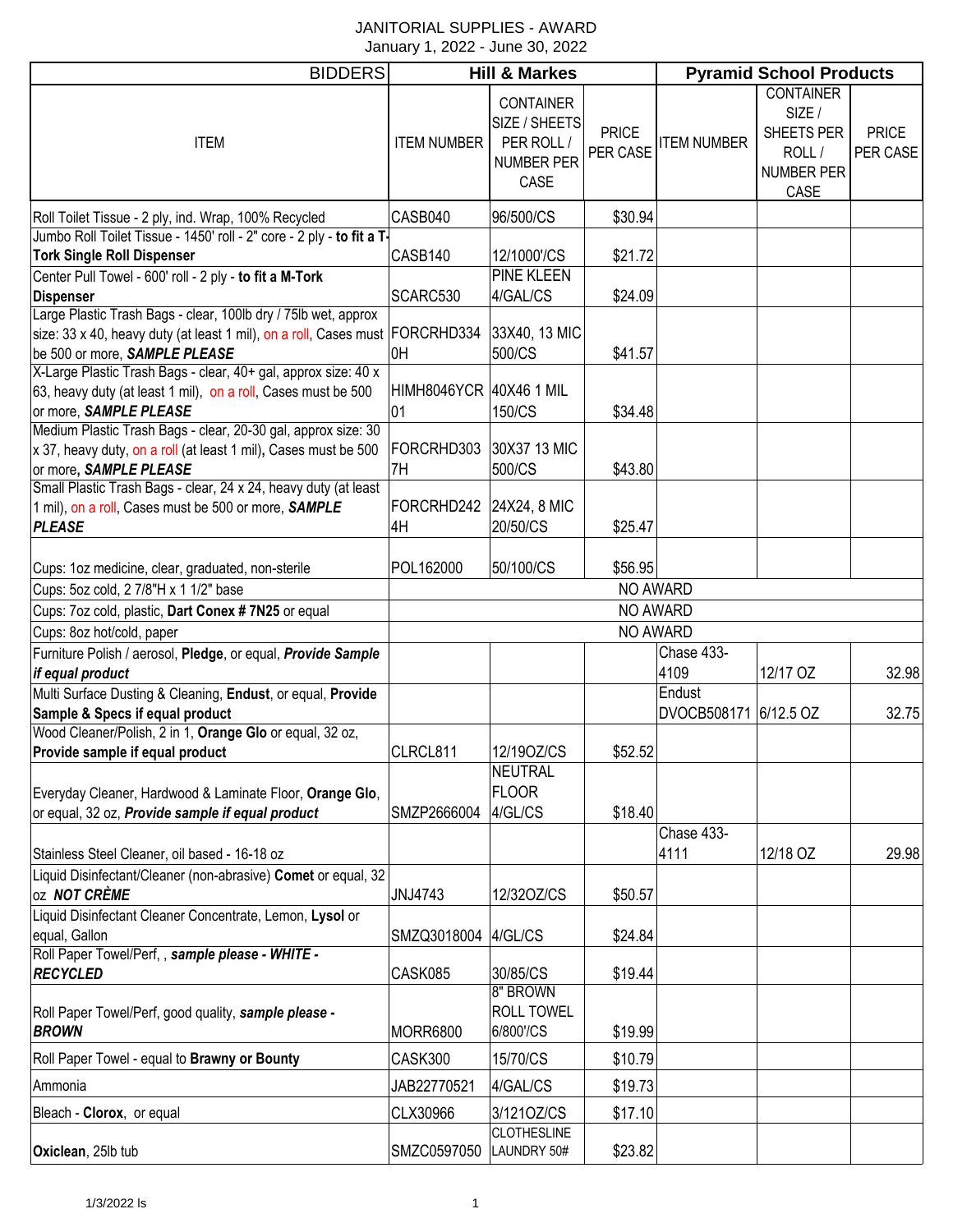JANITORIAL SUPPLIES - AWARD
January 1, 2022 - June 30, 2022

| BIDDERS | Hill & Markes | | | Pyramid School Products | | |
|---|---|---|---|---|---|---|
| ITEM | ITEM NUMBER | CONTAINER SIZE / SHEETS PER ROLL / NUMBER PER CASE | PRICE PER CASE | ITEM NUMBER | CONTAINER SIZE / SHEETS PER ROLL / NUMBER PER CASE | PRICE PER CASE |
| Roll Toilet Tissue - 2 ply, ind. Wrap, 100% Recycled | CASB040 | 96/500/CS | $30.94 | | | |
| Jumbo Roll Toilet Tissue - 1450' roll - 2" core - 2 ply - **to fit a T-Tork Single Roll Dispenser** | CASB140 | 12/1000'/CS | $21.72 | | | |
| Center Pull Towel - 600' roll - 2 ply - **to fit a M-Tork Dispenser** | SCARC530 | PINE KLEEN 4/GAL/CS | $24.09 | | | |
| Large Plastic Trash Bags - clear, 100lb dry / 75lb wet, approx size: 33 x 40, heavy duty (at least 1 mil), on a roll, Cases must be 500 or more, ***SAMPLE PLEASE*** | FORCRHD3340H | 33X40, 13 MIC 500/CS | $41.57 | | | |
| X-Large Plastic Trash Bags - clear, 40+ gal, approx size: 40 x 63, heavy duty (at least 1 mil), on a roll, Cases must be 500 or more, ***SAMPLE PLEASE*** | HIMH8046YCR01 | 40X46 1 MIL 150/CS | $34.48 | | | |
| Medium Plastic Trash Bags - clear, 20-30 gal, approx size: 30 x 37, heavy duty, on a roll (at least 1 mil), Cases must be 500 or more, ***SAMPLE PLEASE*** | FORCRHD3037H | 30X37 13 MIC 500/CS | $43.80 | | | |
| Small Plastic Trash Bags - clear, 24 x 24, heavy duty (at least 1 mil), on a roll, Cases must be 500 or more, ***SAMPLE PLEASE*** | FORCRHD2424H | 24X24, 8 MIC 20/50/CS | $25.47 | | | |
| Cups: 1oz medicine, clear, graduated, non-sterile | POL162000 | 50/100/CS | $56.95 | | | |
| Cups: 5oz cold, 2 7/8"H x 1 1/2" base | NO AWARD | | | | | |
| Cups: 7oz cold, plastic, **Dart Conex # 7N25** or equal | NO AWARD | | | | | |
| Cups: 8oz hot/cold, paper | NO AWARD | | | | | |
| Furniture Polish / aerosol, **Pledge**, or equal, ***Provide Sample if equal product*** | | | | Chase 433-4109 | 12/17 OZ | 32.98 |
| Multi Surface Dusting & Cleaning, **Endust**, or equal, **Provide Sample & Specs if equal product** | | | | Endust DVOCB508171 | 6/12.5 OZ | 32.75 |
| Wood Cleaner/Polish, 2 in 1, **Orange Glo** or equal, 32 oz, **Provide sample if equal product** | CLRCL811 | 12/19OZ/CS | $52.52 | | | |
| Everyday Cleaner, Hardwood & Laminate Floor, **Orange Glo**, or equal, 32 oz, ***Provide sample if equal product*** | SMZP2666004 | NEUTRAL FLOOR 4/GL/CS | $18.40 | | | |
| Stainless Steel Cleaner, oil based - 16-18 oz | | | | Chase 433-4111 | 12/18 OZ | 29.98 |
| Liquid Disinfectant/Cleaner (non-abrasive) **Comet** or equal, 32 oz ***NOT CRÈME*** | JNJ4743 | 12/32OZ/CS | $50.57 | | | |
| Liquid Disinfectant Cleaner Concentrate, Lemon, **Lysol** or equal, Gallon | SMZQ3018004 | 4/GL/CS | $24.84 | | | |
| Roll Paper Towel/Perf, , ***sample please - WHITE - RECYCLED*** | CASK085 | 30/85/CS | $19.44 | | | |
| Roll Paper Towel/Perf, good quality, ***sample please - BROWN*** | MORR6800 | 8" BROWN ROLL TOWEL 6/800'/CS | $19.99 | | | |
| Roll Paper Towel - equal to **Brawny or Bounty** | CASK300 | 15/70/CS | $10.79 | | | |
| Ammonia | JAB22770521 | 4/GAL/CS | $19.73 | | | |
| Bleach - **Clorox**, or equal | CLX30966 | 3/121OZ/CS | $17.10 | | | |
| **Oxiclean**, 25lb tub | SMZC0597050 | CLOTHESLINE LAUNDRY 50# | $23.82 | | | |

1/3/2022 ls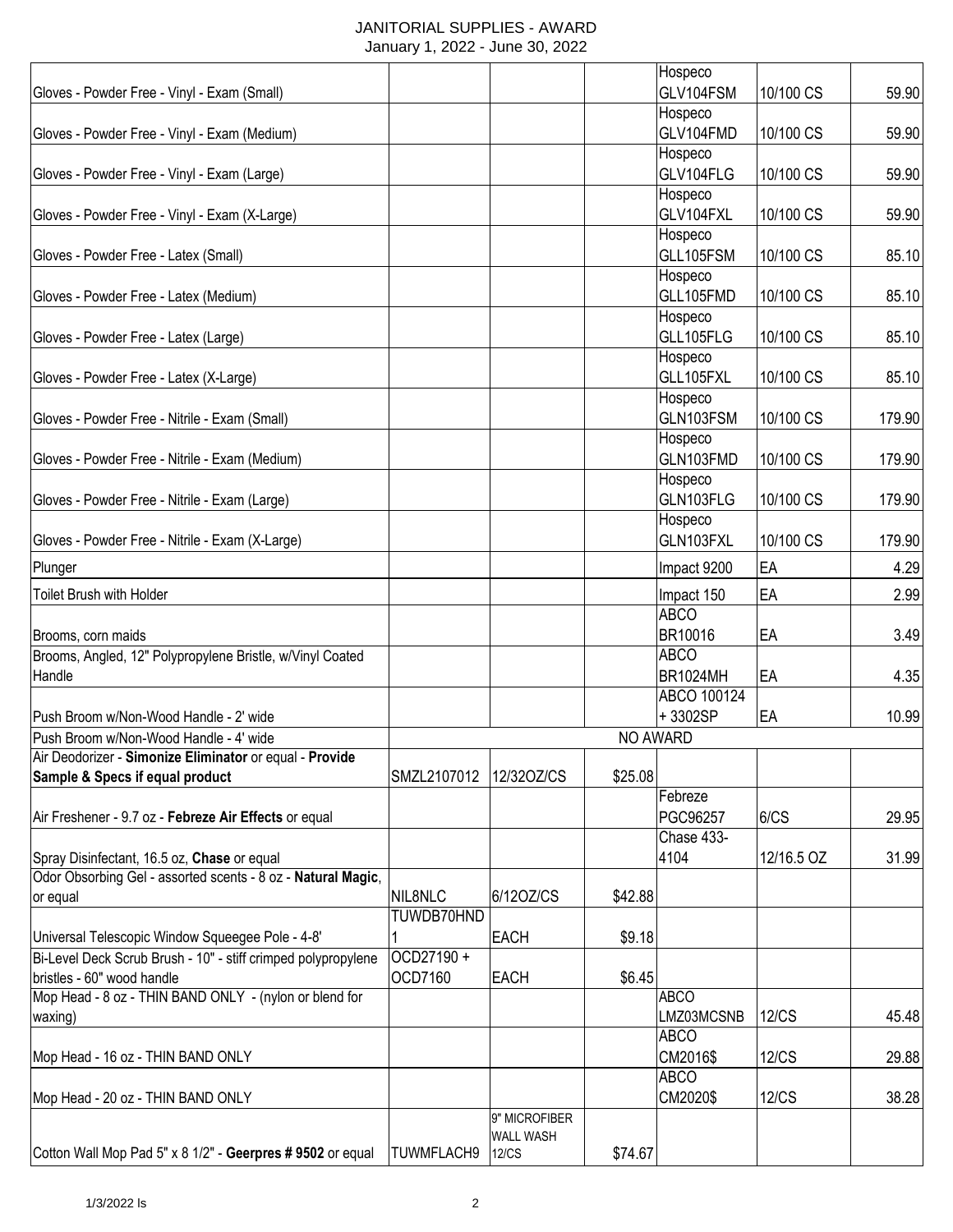JANITORIAL SUPPLIES - AWARD
January 1, 2022 - June 30, 2022

| | | | | | | |
|---|---|---|---|---|---|---|
| Gloves - Powder Free - Vinyl - Exam (Small) | | | | Hospeco GLV104FSM | 10/100 CS | 59.90 |
| Gloves - Powder Free - Vinyl - Exam (Medium) | | | | Hospeco GLV104FMD | 10/100 CS | 59.90 |
| Gloves - Powder Free - Vinyl - Exam (Large) | | | | Hospeco GLV104FLG | 10/100 CS | 59.90 |
| Gloves - Powder Free - Vinyl - Exam (X-Large) | | | | Hospeco GLV104FXL | 10/100 CS | 59.90 |
| Gloves - Powder Free - Latex (Small) | | | | Hospeco GLL105FSM | 10/100 CS | 85.10 |
| Gloves - Powder Free - Latex (Medium) | | | | Hospeco GLL105FMD | 10/100 CS | 85.10 |
| Gloves - Powder Free - Latex (Large) | | | | Hospeco GLL105FLG | 10/100 CS | 85.10 |
| Gloves - Powder Free - Latex (X-Large) | | | | Hospeco GLL105FXL | 10/100 CS | 85.10 |
| Gloves - Powder Free - Nitrile - Exam (Small) | | | | Hospeco GLN103FSM | 10/100 CS | 179.90 |
| Gloves - Powder Free - Nitrile - Exam (Medium) | | | | Hospeco GLN103FMD | 10/100 CS | 179.90 |
| Gloves - Powder Free - Nitrile - Exam (Large) | | | | Hospeco GLN103FLG | 10/100 CS | 179.90 |
| Gloves - Powder Free - Nitrile - Exam (X-Large) | | | | Hospeco GLN103FXL | 10/100 CS | 179.90 |
| Plunger | | | | Impact 9200 | EA | 4.29 |
| Toilet Brush with Holder | | | | Impact 150 | EA | 2.99 |
| Brooms, corn maids | | | | ABCO BR10016 | EA | 3.49 |
| Brooms, Angled, 12" Polypropylene Bristle, w/Vinyl Coated Handle | | | | ABCO BR1024MH | EA | 4.35 |
| Push Broom w/Non-Wood Handle - 2' wide | | | | ABCO 100124 + 3302SP | EA | 10.99 |
| Push Broom w/Non-Wood Handle - 4' wide | NO AWARD | | | | | |
| Air Deodorizer - **Simonize Eliminator** or equal - **Provide Sample & Specs if equal product** | SMZL2107012 | 12/32OZ/CS | $25.08 | | | |
| Air Freshener - 9.7 oz - **Febreze Air Effects** or equal | | | | Febreze PGC96257 | 6/CS | 29.95 |
| Spray Disinfectant, 16.5 oz, **Chase** or equal | | | | Chase 433-4104 | 12/16.5 OZ | 31.99 |
| Odor Obsorbing Gel - assorted scents - 8 oz - **Natural Magic**, or equal | NIL8NLC | 6/12OZ/CS | $42.88 | | | |
| Universal Telescopic Window Squeegee Pole - 4-8' | TUWDB70HND1 | EACH | $9.18 | | | |
| Bi-Level Deck Scrub Brush - 10" - stiff crimped polypropylene bristles - 60" wood handle | OCD27190 + OCD7160 | EACH | $6.45 | | | |
| Mop Head - 8 oz - THIN BAND ONLY - (nylon or blend for waxing) | | | | ABCO LMZ03MCSNB | 12/CS | 45.48 |
| Mop Head - 16 oz - THIN BAND ONLY | | | | ABCO CM2016$ | 12/CS | 29.88 |
| Mop Head - 20 oz - THIN BAND ONLY | | | | ABCO CM2020$ | 12/CS | 38.28 |
| Cotton Wall Mop Pad 5" x 8 1/2" - **Geerpres # 9502** or equal | TUWMFLACH9 | 9" MICROFIBER WALL WASH 12/CS | $74.67 | | | |

1/3/2022 ls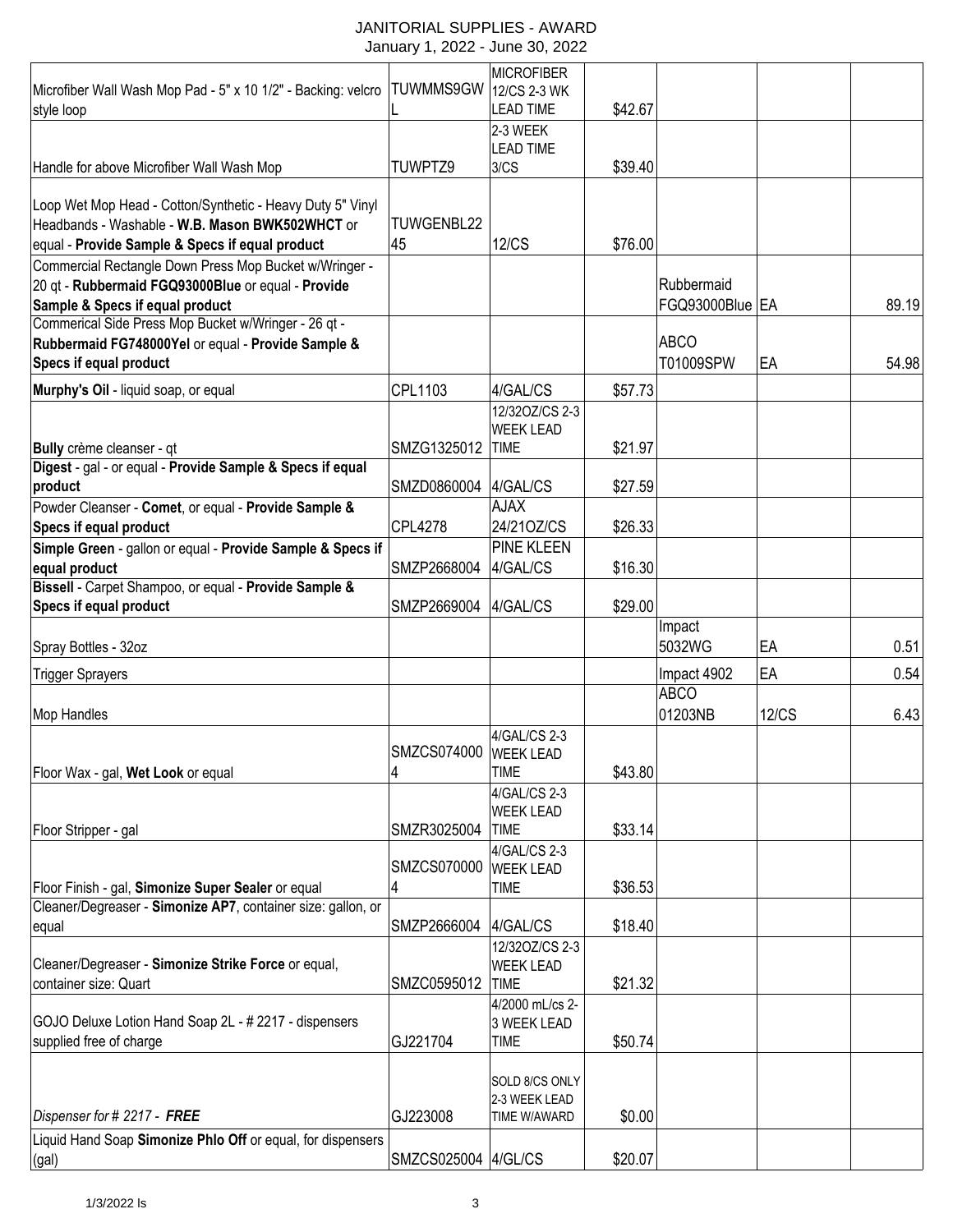JANITORIAL SUPPLIES - AWARD
January 1, 2022 - June 30, 2022

| | | | | | | |
|---|---|---|---|---|---|---|
| Microfiber Wall Wash Mop Pad - 5" x 10 1/2" - Backing: velcro style loop | TUWMMS9GWL | MICROFIBER 12/CS 2-3 WK LEAD TIME | $42.67 | | | |
| Handle for above Microfiber Wall Wash Mop | TUWPTZ9 | 2-3 WEEK LEAD TIME 3/CS | $39.40 | | | |
| Loop Wet Mop Head - Cotton/Synthetic - Heavy Duty 5" Vinyl Headbands - Washable - **W.B. Mason BWK502WHCT** or equal - **Provide Sample & Specs if equal product** | TUWGENBL2245 | 12/CS | $76.00 | | | |
| Commercial Rectangle Down Press Mop Bucket w/Wringer - 20 qt - **Rubbermaid FGQ93000Blue** or equal - **Provide Sample & Specs if equal product** | | | | Rubbermaid FGQ93000Blue | EA | 89.19 |
| Commerical Side Press Mop Bucket w/Wringer - 26 qt - **Rubbermaid FG748000Yel** or equal - **Provide Sample & Specs if equal product** | | | | ABCO T01009SPW | EA | 54.98 |
| **Murphy's Oil** - liquid soap, or equal | CPL1103 | 4/GAL/CS | $57.73 | | | |
| **Bully** crème cleanser - qt | SMZG1325012 | 12/32OZ/CS 2-3 WEEK LEAD TIME | $21.97 | | | |
| **Digest** - gal - or equal - **Provide Sample & Specs if equal product** | SMZD0860004 | 4/GAL/CS | $27.59 | | | |
| Powder Cleanser - **Comet**, or equal - **Provide Sample & Specs if equal product** | CPL4278 | AJAX 24/21OZ/CS | $26.33 | | | |
| **Simple Green** - gallon or equal - **Provide Sample & Specs if equal product** | SMZP2668004 | PINE KLEEN 4/GAL/CS | $16.30 | | | |
| **Bissell** - Carpet Shampoo, or equal - **Provide Sample & Specs if equal product** | SMZP2669004 | 4/GAL/CS | $29.00 | | | |
| Spray Bottles - 32oz | | | | Impact 5032WG | EA | 0.51 |
| Trigger Sprayers | | | | Impact 4902 | EA | 0.54 |
| Mop Handles | | | | ABCO 01203NB | 12/CS | 6.43 |
| Floor Wax - gal, **Wet Look** or equal | SMZCS0740004 | 4/GAL/CS 2-3 WEEK LEAD TIME | $43.80 | | | |
| Floor Stripper - gal | SMZR3025004 | 4/GAL/CS 2-3 WEEK LEAD TIME | $33.14 | | | |
| Floor Finish - gal, **Simonize Super Sealer** or equal | SMZCS0700004 | 4/GAL/CS 2-3 WEEK LEAD TIME | $36.53 | | | |
| Cleaner/Degreaser - **Simonize AP7**, container size: gallon, or equal | SMZP2666004 | 4/GAL/CS | $18.40 | | | |
| Cleaner/Degreaser - **Simonize Strike Force** or equal, container size: Quart | SMZC0595012 | 12/32OZ/CS 2-3 WEEK LEAD TIME | $21.32 | | | |
| GOJO Deluxe Lotion Hand Soap 2L - # 2217 - dispensers supplied free of charge | GJ221704 | 4/2000 mL/cs 2-3 WEEK LEAD TIME | $50.74 | | | |
| *Dispenser for # 2217 - **FREE*** | GJ223008 | SOLD 8/CS ONLY 2-3 WEEK LEAD TIME W/AWARD | $0.00 | | | |
| Liquid Hand Soap **Simonize Phlo Off** or equal, for dispensers (gal) | SMZCS025004 | 4/GL/CS | $20.07 | | | |

1/3/2022 ls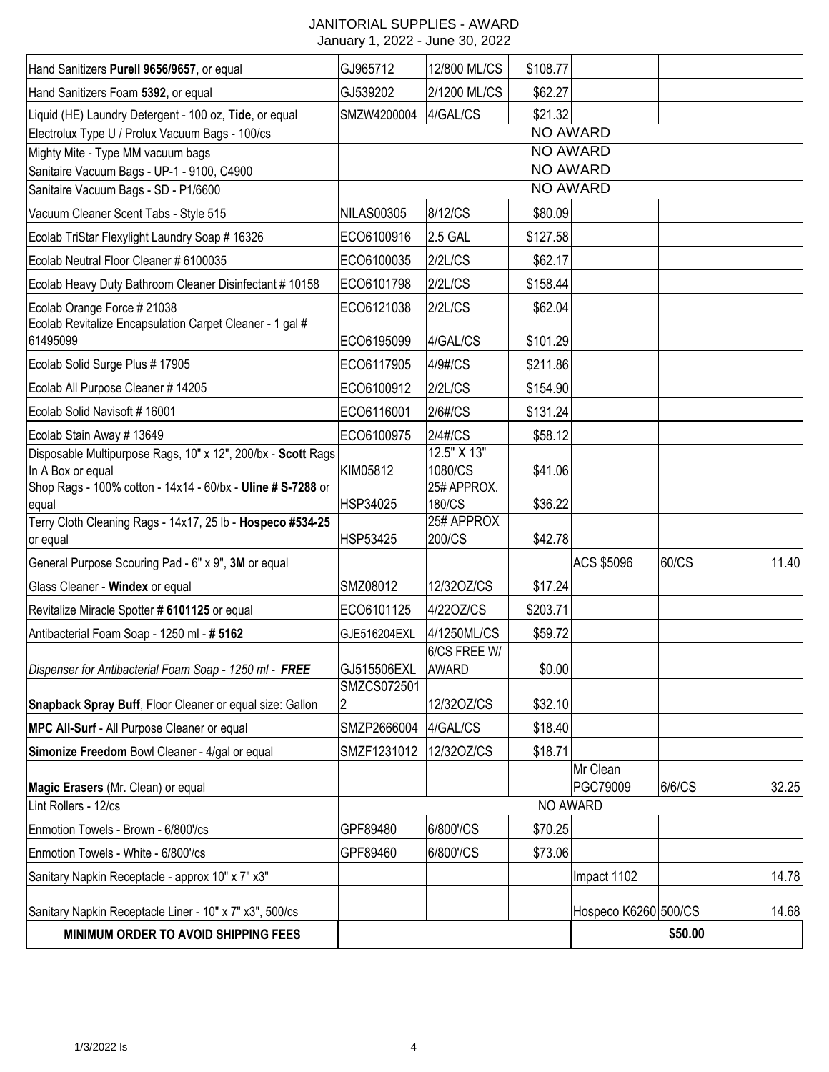JANITORIAL SUPPLIES - AWARD
January 1, 2022 - June 30, 2022

| | | | | | | |
|---|---|---|---|---|---|---|
| Hand Sanitizers **Purell 9656/9657**, or equal | GJ965712 | 12/800 ML/CS | $108.77 | | | |
| Hand Sanitizers Foam **5392,** or equal | GJ539202 | 2/1200 ML/CS | $62.27 | | | |
| Liquid (HE) Laundry Detergent - 100 oz, **Tide**, or equal | SMZW4200004 | 4/GAL/CS | $21.32 | | | |
| Electrolux Type U / Prolux Vacuum Bags - 100/cs | NO AWARD | | | | | |
| Mighty Mite - Type MM vacuum bags | NO AWARD | | | | | |
| Sanitaire Vacuum Bags - UP-1 - 9100, C4900 | NO AWARD | | | | | |
| Sanitaire Vacuum Bags - SD - P1/6600 | NO AWARD | | | | | |
| Vacuum Cleaner Scent Tabs - Style 515 | NILAS00305 | 8/12/CS | $80.09 | | | |
| Ecolab TriStar Flexylight Laundry Soap # 16326 | ECO6100916 | 2.5 GAL | $127.58 | | | |
| Ecolab Neutral Floor Cleaner # 6100035 | ECO6100035 | 2/2L/CS | $62.17 | | | |
| Ecolab Heavy Duty Bathroom Cleaner Disinfectant # 10158 | ECO6101798 | 2/2L/CS | $158.44 | | | |
| Ecolab Orange Force # 21038 | ECO6121038 | 2/2L/CS | $62.04 | | | |
| Ecolab Revitalize Encapsulation Carpet Cleaner - 1 gal # 61495099 | ECO6195099 | 4/GAL/CS | $101.29 | | | |
| Ecolab Solid Surge Plus # 17905 | ECO6117905 | 4/9#/CS | $211.86 | | | |
| Ecolab All Purpose Cleaner # 14205 | ECO6100912 | 2/2L/CS | $154.90 | | | |
| Ecolab Solid Navisoft # 16001 | ECO6116001 | 2/6#/CS | $131.24 | | | |
| Ecolab Stain Away # 13649 | ECO6100975 | 2/4#/CS | $58.12 | | | |
| Disposable Multipurpose Rags, 10" x 12", 200/bx - **Scott** Rags In A Box or equal | KIM05812 | 12.5" X 13" 1080/CS | $41.06 | | | |
| Shop Rags - 100% cotton - 14x14 - 60/bx - **Uline # S-7288** or equal | HSP34025 | 25# APPROX. 180/CS | $36.22 | | | |
| Terry Cloth Cleaning Rags - 14x17, 25 lb - **Hospeco #534-25** or equal | HSP53425 | 25# APPROX 200/CS | $42.78 | | | |
| General Purpose Scouring Pad - 6" x 9", **3M** or equal | | | | ACS $5096 | 60/CS | 11.40 |
| Glass Cleaner - **Windex** or equal | SMZ08012 | 12/32OZ/CS | $17.24 | | | |
| Revitalize Miracle Spotter **# 6101125** or equal | ECO6101125 | 4/22OZ/CS | $203.71 | | | |
| Antibacterial Foam Soap - 1250 ml - **# 5162** | GJE516204EXL | 4/1250ML/CS | $59.72 | | | |
| *Dispenser for Antibacterial Foam Soap - 1250 ml -* ***FREE*** | GJ515506EXL | 6/CS FREE W/ AWARD | $0.00 | | | |
| **Snapback Spray Buff**, Floor Cleaner or equal size: Gallon | SMZCS0725012 | 12/32OZ/CS | $32.10 | | | |
| **MPC All-Surf** - All Purpose Cleaner or equal | SMZP2666004 | 4/GAL/CS | $18.40 | | | |
| **Simonize Freedom** Bowl Cleaner - 4/gal or equal | SMZF1231012 | 12/32OZ/CS | $18.71 | | | |
| **Magic Erasers** (Mr. Clean) or equal | | | | Mr Clean PGC79009 | 6/6/CS | 32.25 |
| Lint Rollers - 12/cs | NO AWARD | | | | | |
| Enmotion Towels - Brown - 6/800'/cs | GPF89480 | 6/800'/CS | $70.25 | | | |
| Enmotion Towels - White - 6/800'/cs | GPF89460 | 6/800'/CS | $73.06 | | | |
| Sanitary Napkin Receptacle - approx 10" x 7" x3" | | | | Impact 1102 | | 14.78 |
| Sanitary Napkin Receptacle Liner - 10" x 7" x3", 500/cs | | | | Hospeco K6260 | 500/CS | 14.68 |
| **MINIMUM ORDER TO AVOID SHIPPING FEES** | | | | | **$50.00** | |

1/3/2022 ls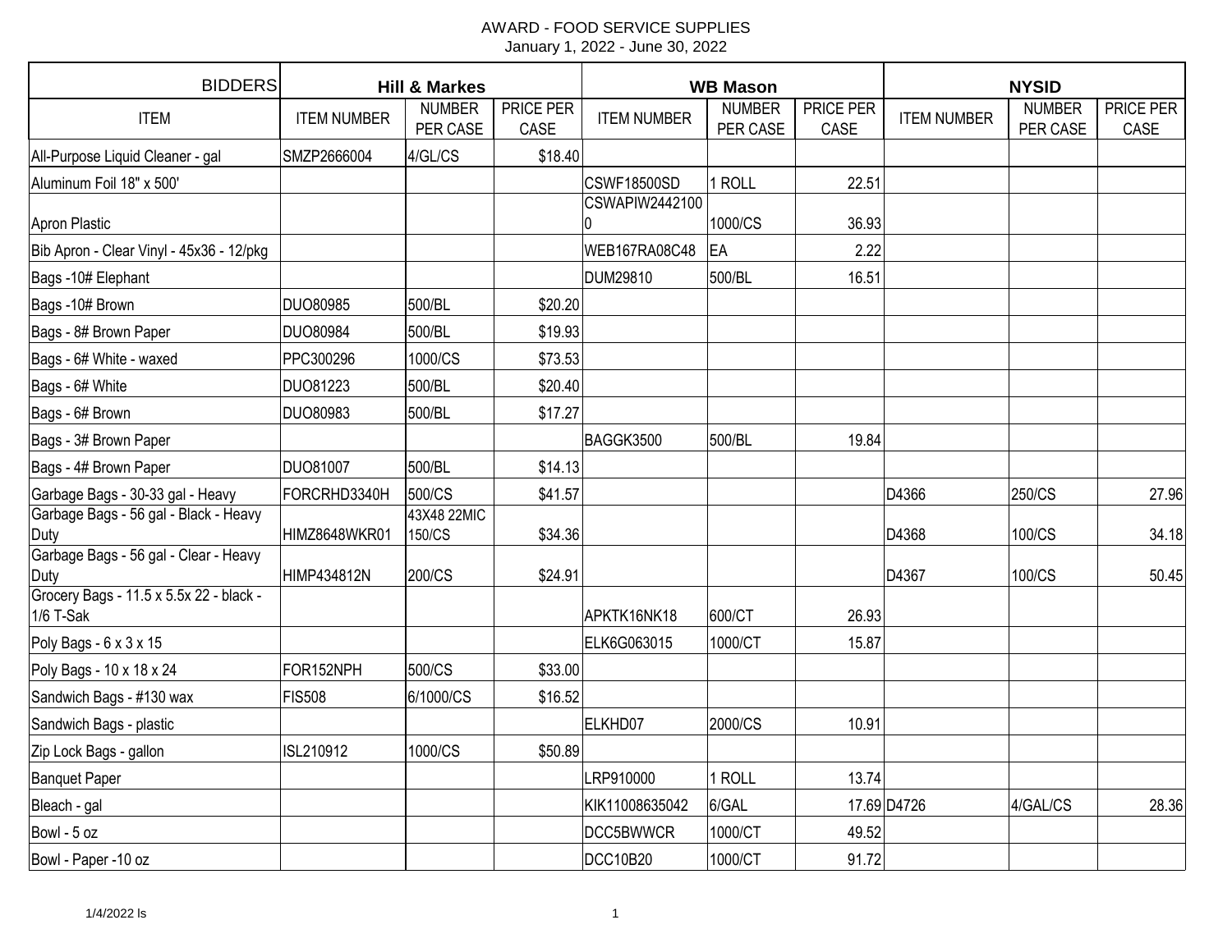AWARD - FOOD SERVICE SUPPLIES

January 1, 2022 - June 30, 2022

| BIDDERS | Hill & Markes | | | WB Mason | | | NYSID | | |
|---|---|---|---|---|---|---|---|---|---|
| ITEM | ITEM NUMBER | NUMBER PER CASE | PRICE PER CASE | ITEM NUMBER | NUMBER PER CASE | PRICE PER CASE | ITEM NUMBER | NUMBER PER CASE | PRICE PER CASE |
| All-Purpose Liquid Cleaner - gal | SMZP2666004 | 4/GL/CS | $18.40 | | | | | | |
| Aluminum Foil 18" x 500' | | | | CSWF18500SD | 1 ROLL | 22.51 | | | |
| Apron Plastic | | | | CSWAPIW24421000 | 1000/CS | 36.93 | | | |
| Bib Apron - Clear Vinyl - 45x36 - 12/pkg | | | | WEB167RA08C48 | EA | 2.22 | | | |
| Bags -10# Elephant | | | | DUM29810 | 500/BL | 16.51 | | | |
| Bags -10# Brown | DUO80985 | 500/BL | $20.20 | | | | | | |
| Bags - 8# Brown Paper | DUO80984 | 500/BL | $19.93 | | | | | | |
| Bags - 6# White - waxed | PPC300296 | 1000/CS | $73.53 | | | | | | |
| Bags - 6# White | DUO81223 | 500/BL | $20.40 | | | | | | |
| Bags - 6# Brown | DUO80983 | 500/BL | $17.27 | | | | | | |
| Bags - 3# Brown Paper | | | | BAGGK3500 | 500/BL | 19.84 | | | |
| Bags - 4# Brown Paper | DUO81007 | 500/BL | $14.13 | | | | | | |
| Garbage Bags - 30-33 gal - Heavy | FORCRHD3340H | 500/CS | $41.57 | | | | D4366 | 250/CS | 27.96 |
| Garbage Bags - 56 gal - Black - Heavy Duty | HIMZ8648WKR01 | 43X48 22MIC 150/CS | $34.36 | | | | D4368 | 100/CS | 34.18 |
| Garbage Bags - 56 gal - Clear - Heavy Duty | HIMP434812N | 200/CS | $24.91 | | | | D4367 | 100/CS | 50.45 |
| Grocery Bags - 11.5 x 5.5x 22 - black - 1/6 T-Sak | | | | APKTK16NK18 | 600/CT | 26.93 | | | |
| Poly Bags - 6 x 3 x 15 | | | | ELK6G063015 | 1000/CT | 15.87 | | | |
| Poly Bags - 10 x 18 x 24 | FOR152NPH | 500/CS | $33.00 | | | | | | |
| Sandwich Bags - #130 wax | FIS508 | 6/1000/CS | $16.52 | | | | | | |
| Sandwich Bags - plastic | | | | ELKHD07 | 2000/CS | 10.91 | | | |
| Zip Lock Bags - gallon | ISL210912 | 1000/CS | $50.89 | | | | | | |
| Banquet Paper | | | | LRP910000 | 1 ROLL | 13.74 | | | |
| Bleach - gal | | | | KIK11008635042 | 6/GAL | 17.69 | D4726 | 4/GAL/CS | 28.36 |
| Bowl - 5 oz | | | | DCC5BWWCR | 1000/CT | 49.52 | | | |
| Bowl - Paper -10 oz | | | | DCC10B20 | 1000/CT | 91.72 | | | |

1/4/2022 ls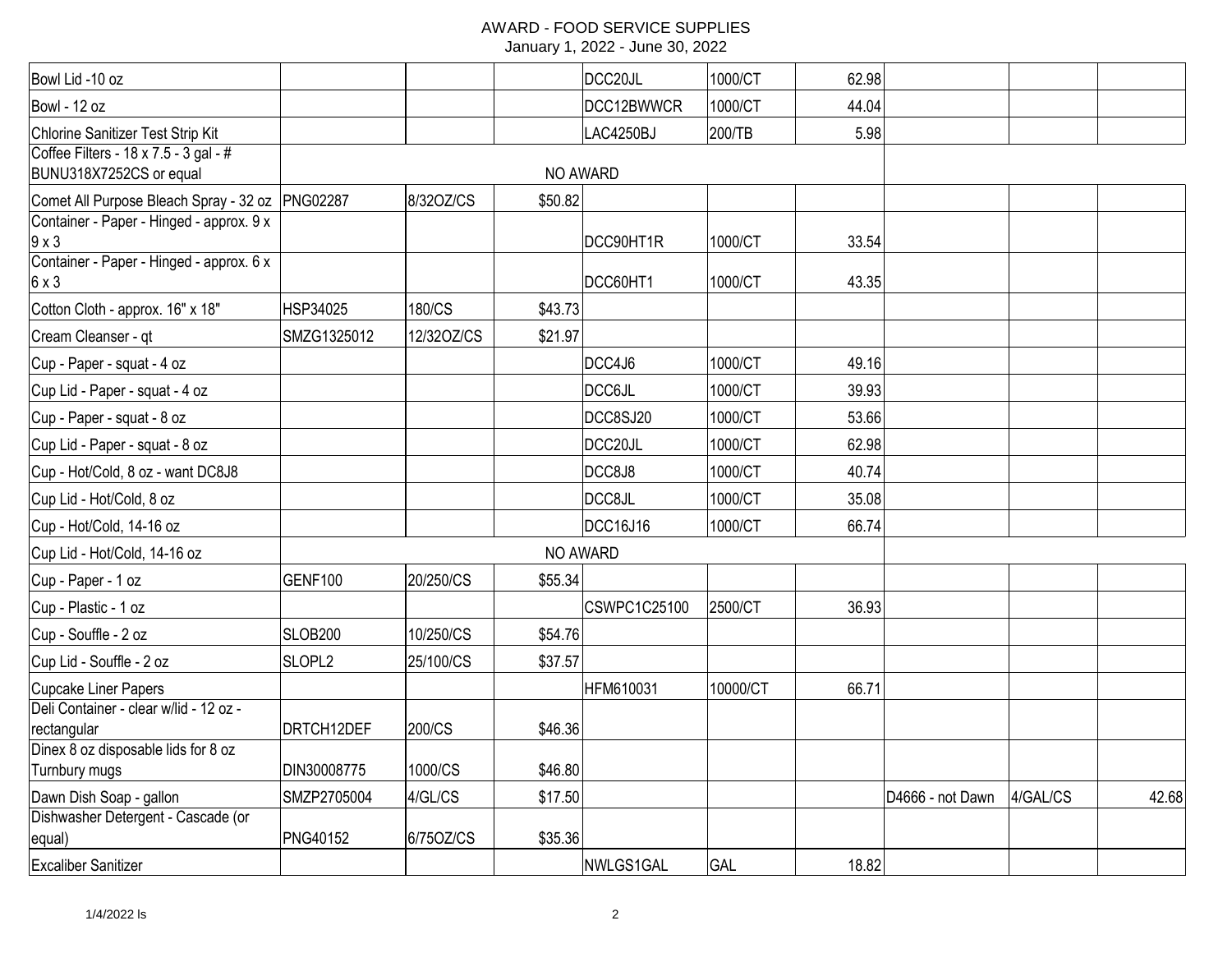# AWARD - FOOD SERVICE SUPPLIES

January 1, 2022 - June 30, 2022

| | | | | | | | | | |
|---|---|---|---|---|---|---|---|---|---|
| Bowl Lid -10 oz | | | | DCC20JL | 1000/CT | 62.98 | | | |
| Bowl - 12 oz | | | | DCC12BWWCR | 1000/CT | 44.04 | | | |
| Chlorine Sanitizer Test Strip Kit | | | | LAC4250BJ | 200/TB | 5.98 | | | |
| Coffee Filters - 18 x 7.5 - 3 gal - # BUNU318X7252CS or equal | NO AWARD | | | | | | | | |
| Comet All Purpose Bleach Spray - 32 oz | PNG02287 | 8/32OZ/CS | $50.82 | | | | | | |
| Container - Paper - Hinged - approx. 9 x 9 x 3 | | | | DCC90HT1R | 1000/CT | 33.54 | | | |
| Container - Paper - Hinged - approx. 6 x 6 x 3 | | | | DCC60HT1 | 1000/CT | 43.35 | | | |
| Cotton Cloth - approx. 16" x 18" | HSP34025 | 180/CS | $43.73 | | | | | | |
| Cream Cleanser - qt | SMZG1325012 | 12/32OZ/CS | $21.97 | | | | | | |
| Cup - Paper - squat - 4 oz | | | | DCC4J6 | 1000/CT | 49.16 | | | |
| Cup Lid - Paper - squat - 4 oz | | | | DCC6JL | 1000/CT | 39.93 | | | |
| Cup - Paper - squat - 8 oz | | | | DCC8SJ20 | 1000/CT | 53.66 | | | |
| Cup Lid - Paper - squat - 8 oz | | | | DCC20JL | 1000/CT | 62.98 | | | |
| Cup - Hot/Cold, 8 oz - want DC8J8 | | | | DCC8J8 | 1000/CT | 40.74 | | | |
| Cup Lid - Hot/Cold, 8 oz | | | | DCC8JL | 1000/CT | 35.08 | | | |
| Cup - Hot/Cold, 14-16 oz | | | | DCC16J16 | 1000/CT | 66.74 | | | |
| Cup Lid - Hot/Cold, 14-16 oz | NO AWARD | | | | | | | | |
| Cup - Paper - 1 oz | GENF100 | 20/250/CS | $55.34 | | | | | | |
| Cup - Plastic - 1 oz | | | | CSWPC1C25100 | 2500/CT | 36.93 | | | |
| Cup - Souffle - 2 oz | SLOB200 | 10/250/CS | $54.76 | | | | | | |
| Cup Lid - Souffle - 2 oz | SLOPL2 | 25/100/CS | $37.57 | | | | | | |
| Cupcake Liner Papers | | | | HFM610031 | 10000/CT | 66.71 | | | |
| Deli Container - clear w/lid - 12 oz - rectangular | DRTCH12DEF | 200/CS | $46.36 | | | | | | |
| Dinex 8 oz disposable lids for 8 oz Turnbury mugs | DIN30008775 | 1000/CS | $46.80 | | | | | | |
| Dawn Dish Soap - gallon | SMZP2705004 | 4/GL/CS | $17.50 | | | | D4666 - not Dawn | 4/GAL/CS | 42.68 |
| Dishwasher Detergent - Cascade (or equal) | PNG40152 | 6/75OZ/CS | $35.36 | | | | | | |
| Excaliber Sanitizer | | | | NWLGS1GAL | GAL | 18.82 | | | |

1/4/2022 ls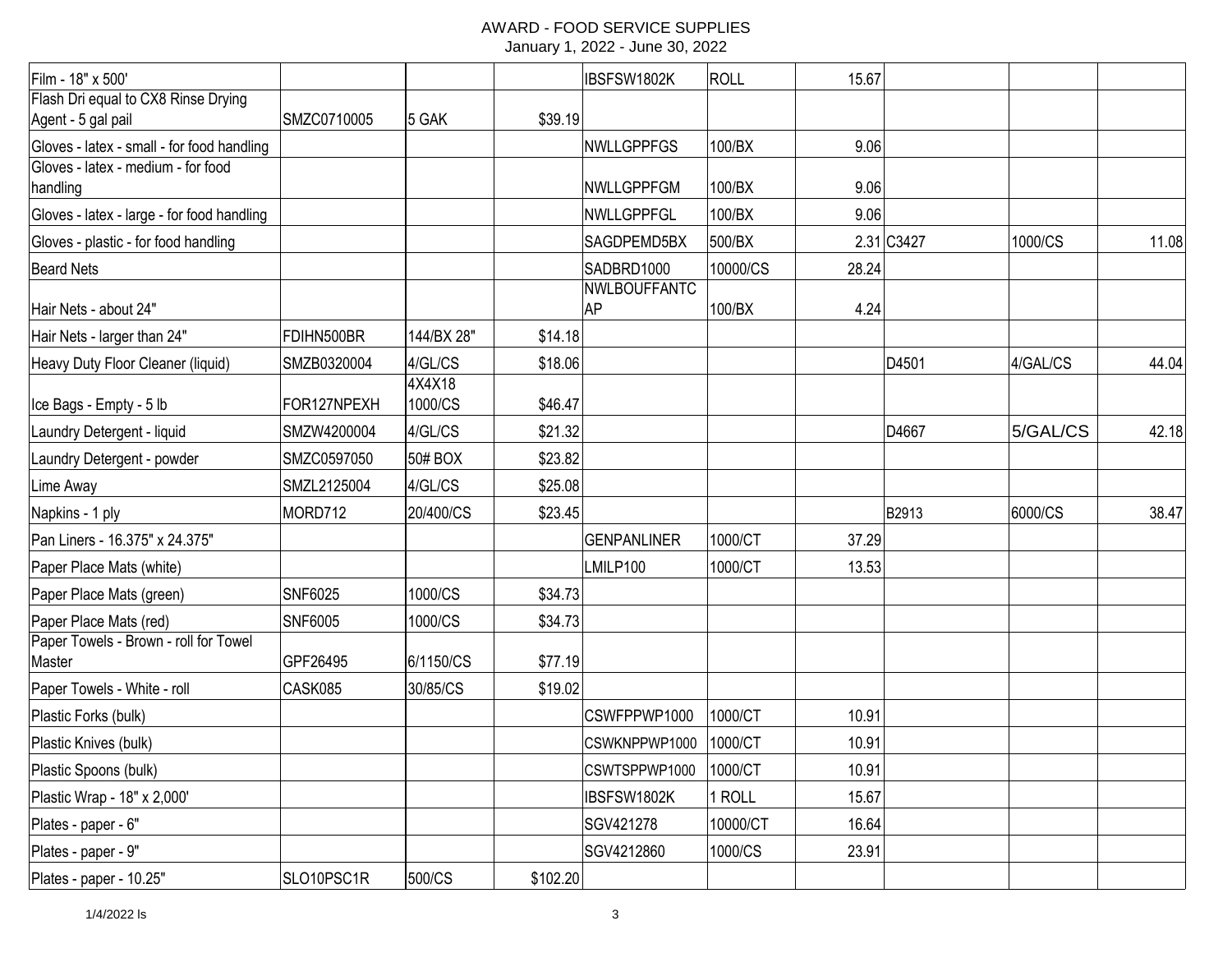# AWARD - FOOD SERVICE SUPPLIES

January 1, 2022 - June 30, 2022

| | | | | | | | | | |
|---|---|---|---|---|---|---|---|---|---|
| Film - 18" x 500' | | | | IBSFSW1802K | ROLL | 15.67 | | | |
| Flash Dri equal to CX8 Rinse Drying Agent - 5 gal pail | SMZC0710005 | 5 GAK | $39.19 | | | | | | |
| Gloves - latex - small - for food handling | | | | NWLLGPPFGS | 100/BX | 9.06 | | | |
| Gloves - latex - medium - for food handling | | | | NWLLGPPFGM | 100/BX | 9.06 | | | |
| Gloves - latex - large - for food handling | | | | NWLLGPPFGL | 100/BX | 9.06 | | | |
| Gloves - plastic - for food handling | | | | SAGDPEMD5BX | 500/BX | 2.31 | C3427 | 1000/CS | 11.08 |
| Beard Nets | | | | SADBRD1000 | 10000/CS | 28.24 | | | |
| Hair Nets - about 24" | | | | NWLBOUFFANTCAP | 100/BX | 4.24 | | | |
| Hair Nets - larger than 24" | FDIHN500BR | 144/BX 28" | $14.18 | | | | | | |
| Heavy Duty Floor Cleaner (liquid) | SMZB0320004 | 4/GL/CS | $18.06 | | | | D4501 | 4/GAL/CS | 44.04 |
| Ice Bags - Empty - 5 lb | FOR127NPEXH | 4X4X18 1000/CS | $46.47 | | | | | | |
| Laundry Detergent - liquid | SMZW4200004 | 4/GL/CS | $21.32 | | | | D4667 | 5/GAL/CS | 42.18 |
| Laundry Detergent - powder | SMZC0597050 | 50# BOX | $23.82 | | | | | | |
| Lime Away | SMZL2125004 | 4/GL/CS | $25.08 | | | | | | |
| Napkins - 1 ply | MORD712 | 20/400/CS | $23.45 | | | | B2913 | 6000/CS | 38.47 |
| Pan Liners - 16.375" x 24.375" | | | | GENPANLINER | 1000/CT | 37.29 | | | |
| Paper Place Mats (white) | | | | LMILP100 | 1000/CT | 13.53 | | | |
| Paper Place Mats (green) | SNF6025 | 1000/CS | $34.73 | | | | | | |
| Paper Place Mats (red) | SNF6005 | 1000/CS | $34.73 | | | | | | |
| Paper Towels - Brown - roll for Towel Master | GPF26495 | 6/1150/CS | $77.19 | | | | | | |
| Paper Towels - White - roll | CASK085 | 30/85/CS | $19.02 | | | | | | |
| Plastic Forks (bulk) | | | | CSWFPPWP1000 | 1000/CT | 10.91 | | | |
| Plastic Knives (bulk) | | | | CSWKNPPWP1000 | 1000/CT | 10.91 | | | |
| Plastic Spoons (bulk) | | | | CSWTSPPWP1000 | 1000/CT | 10.91 | | | |
| Plastic Wrap - 18" x 2,000' | | | | IBSFSW1802K | 1 ROLL | 15.67 | | | |
| Plates - paper - 6" | | | | SGV421278 | 10000/CT | 16.64 | | | |
| Plates - paper - 9" | | | | SGV4212860 | 1000/CS | 23.91 | | | |
| Plates - paper - 10.25" | SLO10PSC1R | 500/CS | $102.20 | | | | | | |

1/4/2022 ls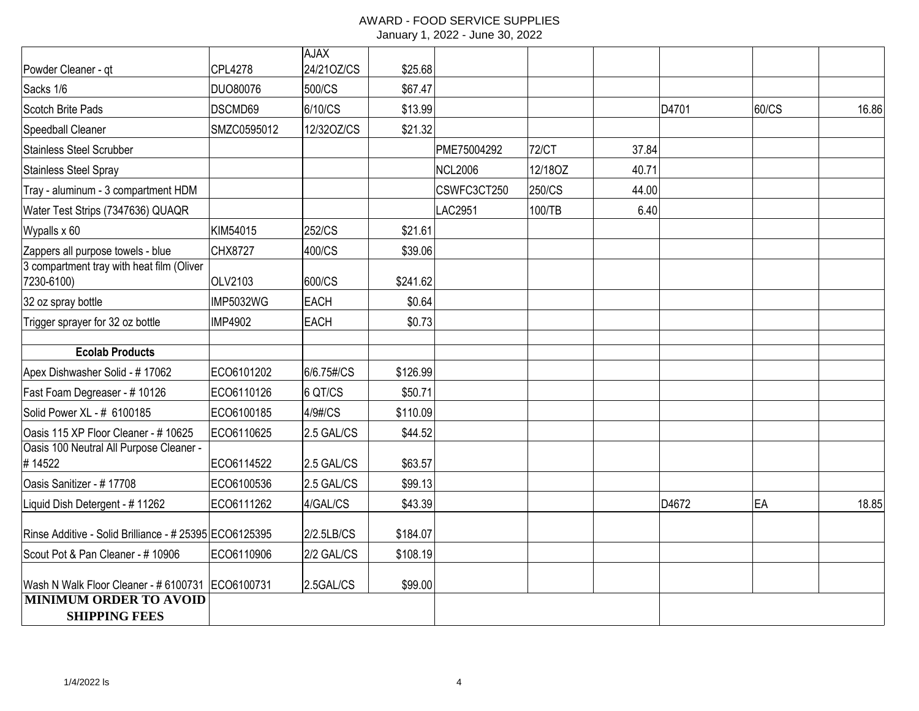AWARD - FOOD SERVICE SUPPLIES
January 1, 2022 - June 30, 2022

| | | | | | | | | | |
|---|---|---|---|---|---|---|---|---|---|
| Powder Cleaner - qt | CPL4278 | AJAX 24/21OZ/CS | $25.68 | | | | | | |
| Sacks 1/6 | DUO80076 | 500/CS | $67.47 | | | | | | |
| Scotch Brite Pads | DSCMD69 | 6/10/CS | $13.99 | | | | D4701 | 60/CS | 16.86 |
| Speedball Cleaner | SMZC0595012 | 12/32OZ/CS | $21.32 | | | | | | |
| Stainless Steel Scrubber | | | | PME75004292 | 72/CT | 37.84 | | | |
| Stainless Steel Spray | | | | NCL2006 | 12/18OZ | 40.71 | | | |
| Tray - aluminum - 3 compartment HDM | | | | CSWFC3CT250 | 250/CS | 44.00 | | | |
| Water Test Strips (7347636) QUAQR | | | | LAC2951 | 100/TB | 6.40 | | | |
| Wypalls x 60 | KIM54015 | 252/CS | $21.61 | | | | | | |
| Zappers all purpose towels - blue | CHX8727 | 400/CS | $39.06 | | | | | | |
| 3 compartment tray with heat film (Oliver 7230-6100) | OLV2103 | 600/CS | $241.62 | | | | | | |
| 32 oz spray bottle | IMP5032WG | EACH | $0.64 | | | | | | |
| Trigger sprayer for 32 oz bottle | IMP4902 | EACH | $0.73 | | | | | | |
| | | | | | | | | | |
| **Ecolab Products** | | | | | | | | | |
| Apex Dishwasher Solid - # 17062 | ECO6101202 | 6/6.75#/CS | $126.99 | | | | | | |
| Fast Foam Degreaser - # 10126 | ECO6110126 | 6 QT/CS | $50.71 | | | | | | |
| Solid Power XL - # 6100185 | ECO6100185 | 4/9#/CS | $110.09 | | | | | | |
| Oasis 115 XP Floor Cleaner - # 10625 | ECO6110625 | 2.5 GAL/CS | $44.52 | | | | | | |
| Oasis 100 Neutral All Purpose Cleaner - # 14522 | ECO6114522 | 2.5 GAL/CS | $63.57 | | | | | | |
| Oasis Sanitizer - # 17708 | ECO6100536 | 2.5 GAL/CS | $99.13 | | | | | | |
| Liquid Dish Detergent - # 11262 | ECO6111262 | 4/GAL/CS | $43.39 | | | | D4672 | EA | 18.85 |
| Rinse Additive - Solid Brilliance - # 25395 | ECO6125395 | 2/2.5LB/CS | $184.07 | | | | | | |
| Scout Pot & Pan Cleaner - # 10906 | ECO6110906 | 2/2 GAL/CS | $108.19 | | | | | | |
| Wash N Walk Floor Cleaner - # 6100731 | ECO6100731 | 2.5GAL/CS | $99.00 | | | | | | |
| **MINIMUM ORDER TO AVOID SHIPPING FEES** | | | | | | | | | |

1/4/2022 ls